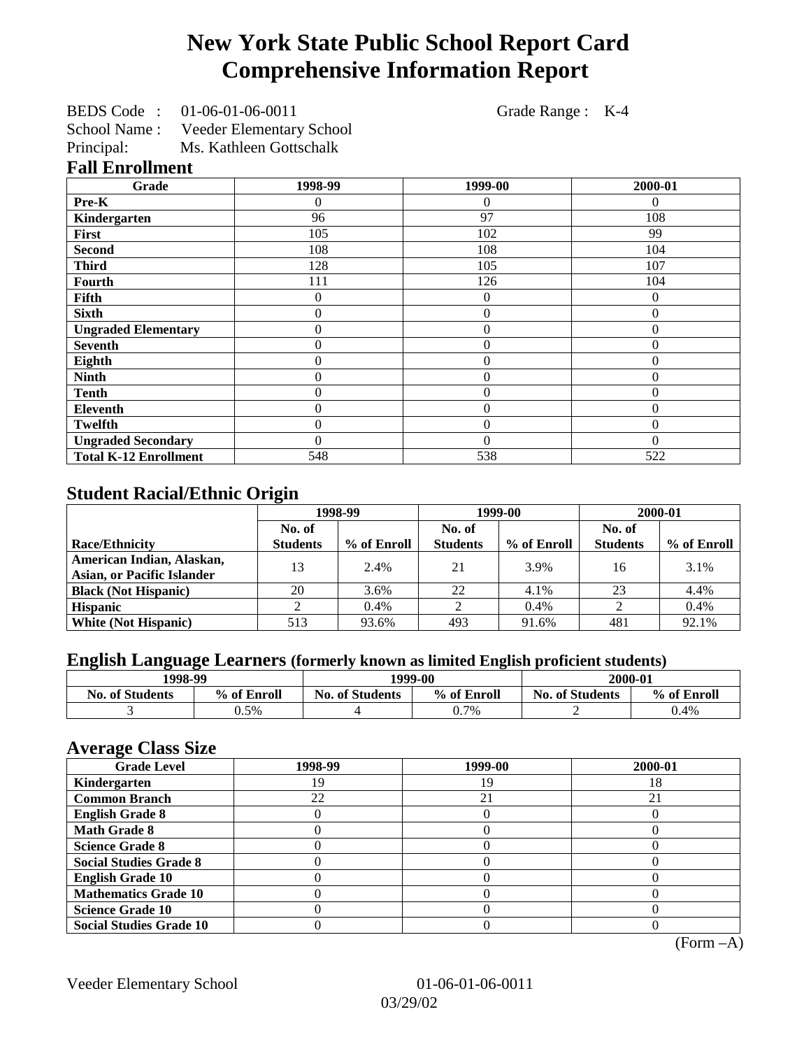# New York State Public School Report Card
# Comprehensive Information Report

BEDS Code : 01-06-01-06-0011 Grade Range : K-4
School Name : Veeder Elementary School
Principal: Ms. Kathleen Gottschalk

## Fall Enrollment

| Grade | 1998-99 | 1999-00 | 2000-01 |
|---|---|---|---|
| Pre-K | 0 | 0 | 0 |
| Kindergarten | 96 | 97 | 108 |
| First | 105 | 102 | 99 |
| Second | 108 | 108 | 104 |
| Third | 128 | 105 | 107 |
| Fourth | 111 | 126 | 104 |
| Fifth | 0 | 0 | 0 |
| Sixth | 0 | 0 | 0 |
| Ungraded Elementary | 0 | 0 | 0 |
| Seventh | 0 | 0 | 0 |
| Eighth | 0 | 0 | 0 |
| Ninth | 0 | 0 | 0 |
| Tenth | 0 | 0 | 0 |
| Eleventh | 0 | 0 | 0 |
| Twelfth | 0 | 0 | 0 |
| Ungraded Secondary | 0 | 0 | 0 |
| Total K-12 Enrollment | 548 | 538 | 522 |

## Student Racial/Ethnic Origin

| | 1998-99 | | 1999-00 | | 2000-01 | |
|---|---|---|---|---|---|---|
| Race/Ethnicity | No. of Students | % of Enroll | No. of Students | % of Enroll | No. of Students | % of Enroll |
| American Indian, Alaskan, Asian, or Pacific Islander | 13 | 2.4% | 21 | 3.9% | 16 | 3.1% |
| Black (Not Hispanic) | 20 | 3.6% | 22 | 4.1% | 23 | 4.4% |
| Hispanic | 2 | 0.4% | 2 | 0.4% | 2 | 0.4% |
| White (Not Hispanic) | 513 | 93.6% | 493 | 91.6% | 481 | 92.1% |

## English Language Learners (formerly known as limited English proficient students)

| 1998-99 | | 1999-00 | | 2000-01 | |
|---|---|---|---|---|---|
| No. of Students | % of Enroll | No. of Students | % of Enroll | No. of Students | % of Enroll |
| 3 | 0.5% | 4 | 0.7% | 2 | 0.4% |

## Average Class Size

| Grade Level | 1998-99 | 1999-00 | 2000-01 |
|---|---|---|---|
| Kindergarten | 19 | 19 | 18 |
| Common Branch | 22 | 21 | 21 |
| English Grade 8 | 0 | 0 | 0 |
| Math Grade 8 | 0 | 0 | 0 |
| Science Grade 8 | 0 | 0 | 0 |
| Social Studies Grade 8 | 0 | 0 | 0 |
| English Grade 10 | 0 | 0 | 0 |
| Mathematics Grade 10 | 0 | 0 | 0 |
| Science Grade 10 | 0 | 0 | 0 |
| Social Studies Grade 10 | 0 | 0 | 0 |

(Form –A)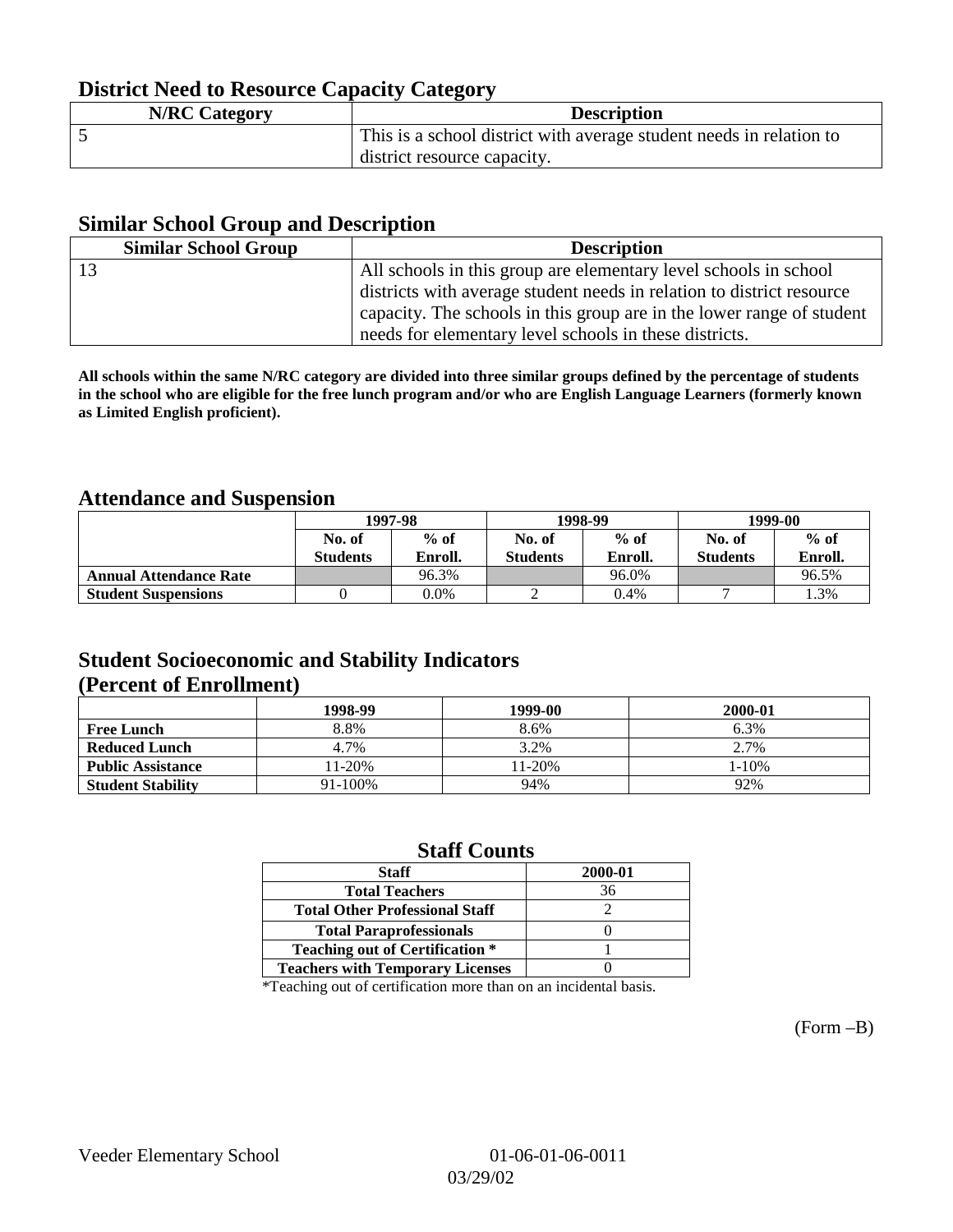## District Need to Resource Capacity Category

| N/RC Category | Description |
|---|---|
| 5 | This is a school district with average student needs in relation to district resource capacity. |

## Similar School Group and Description

| Similar School Group | Description |
|---|---|
| 13 | All schools in this group are elementary level schools in school districts with average student needs in relation to district resource capacity. The schools in this group are in the lower range of student needs for elementary level schools in these districts. |

**All schools within the same N/RC category are divided into three similar groups defined by the percentage of students in the school who are eligible for the free lunch program and/or who are English Language Learners (formerly known as Limited English proficient).**

## Attendance and Suspension

| | 1997-98 | | 1998-99 | | 1999-00 | |
|---|---|---|---|---|---|---|
| | No. of Students | % of Enroll. | No. of Students | % of Enroll. | No. of Students | % of Enroll. |
| **Annual Attendance Rate** | | 96.3% | | 96.0% | | 96.5% |
| **Student Suspensions** | 0 | 0.0% | 2 | 0.4% | 7 | 1.3% |

## Student Socioeconomic and Stability Indicators (Percent of Enrollment)

| | 1998-99 | 1999-00 | 2000-01 |
|---|---|---|---|
| **Free Lunch** | 8.8% | 8.6% | 6.3% |
| **Reduced Lunch** | 4.7% | 3.2% | 2.7% |
| **Public Assistance** | 11-20% | 11-20% | 1-10% |
| **Student Stability** | 91-100% | 94% | 92% |

## Staff Counts

| Staff | 2000-01 |
|---|---|
| **Total Teachers** | 36 |
| **Total Other Professional Staff** | 2 |
| **Total Paraprofessionals** | 0 |
| **Teaching out of Certification *** | 1 |
| **Teachers with Temporary Licenses** | 0 |

*Teaching out of certification more than on an incidental basis.

(Form –B)

Veeder Elementary School 01-06-01-06-0011

03/29/02